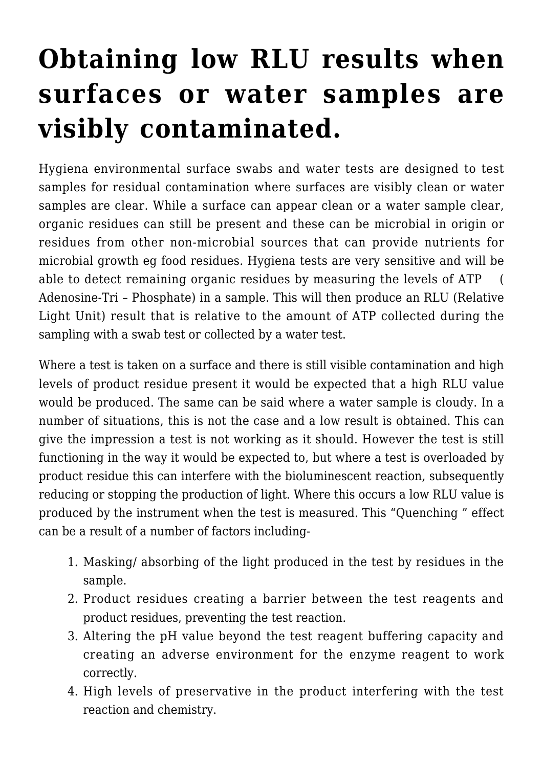# Obtaining low RLU results when surfaces or water samples are visibly contaminated.

Hygiena environmental surface swabs and water tests are designed to test samples for residual contamination where surfaces are visibly clean or water samples are clear. While a surface can appear clean or a water sample clear, organic residues can still be present and these can be microbial in origin or residues from other non-microbial sources that can provide nutrients for microbial growth eg food residues. Hygiena tests are very sensitive and will be able to detect remaining organic residues by measuring the levels of ATP ( Adenosine-Tri – Phosphate) in a sample. This will then produce an RLU (Relative Light Unit) result that is relative to the amount of ATP collected during the sampling with a swab test or collected by a water test.

Where a test is taken on a surface and there is still visible contamination and high levels of product residue present it would be expected that a high RLU value would be produced. The same can be said where a water sample is cloudy. In a number of situations, this is not the case and a low result is obtained. This can give the impression a test is not working as it should. However the test is still functioning in the way it would be expected to, but where a test is overloaded by product residue this can interfere with the bioluminescent reaction, subsequently reducing or stopping the production of light. Where this occurs a low RLU value is produced by the instrument when the test is measured. This "Quenching " effect can be a result of a number of factors including-

1. Masking/ absorbing of the light produced in the test by residues in the sample.
2. Product residues creating a barrier between the test reagents and product residues, preventing the test reaction.
3. Altering the pH value beyond the test reagent buffering capacity and creating an adverse environment for the enzyme reagent to work correctly.
4. High levels of preservative in the product interfering with the test reaction and chemistry.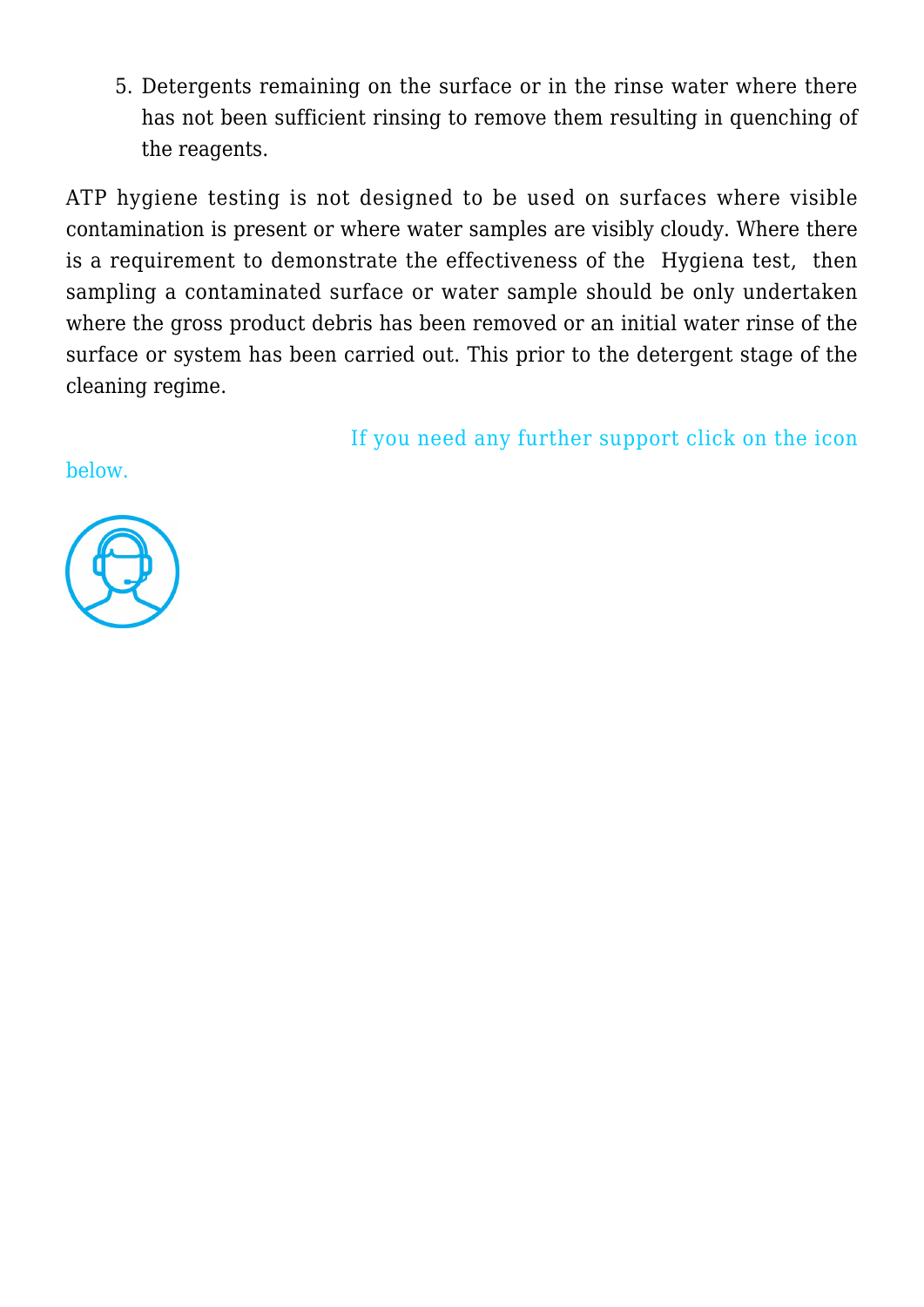5. Detergents remaining on the surface or in the rinse water where there has not been sufficient rinsing to remove them resulting in quenching of the reagents.

ATP hygiene testing is not designed to be used on surfaces where visible contamination is present or where water samples are visibly cloudy. Where there is a requirement to demonstrate the effectiveness of the Hygiena test, then sampling a contaminated surface or water sample should be only undertaken where the gross product debris has been removed or an initial water rinse of the surface or system has been carried out. This prior to the detergent stage of the cleaning regime.

If you need any further support click on the icon below.